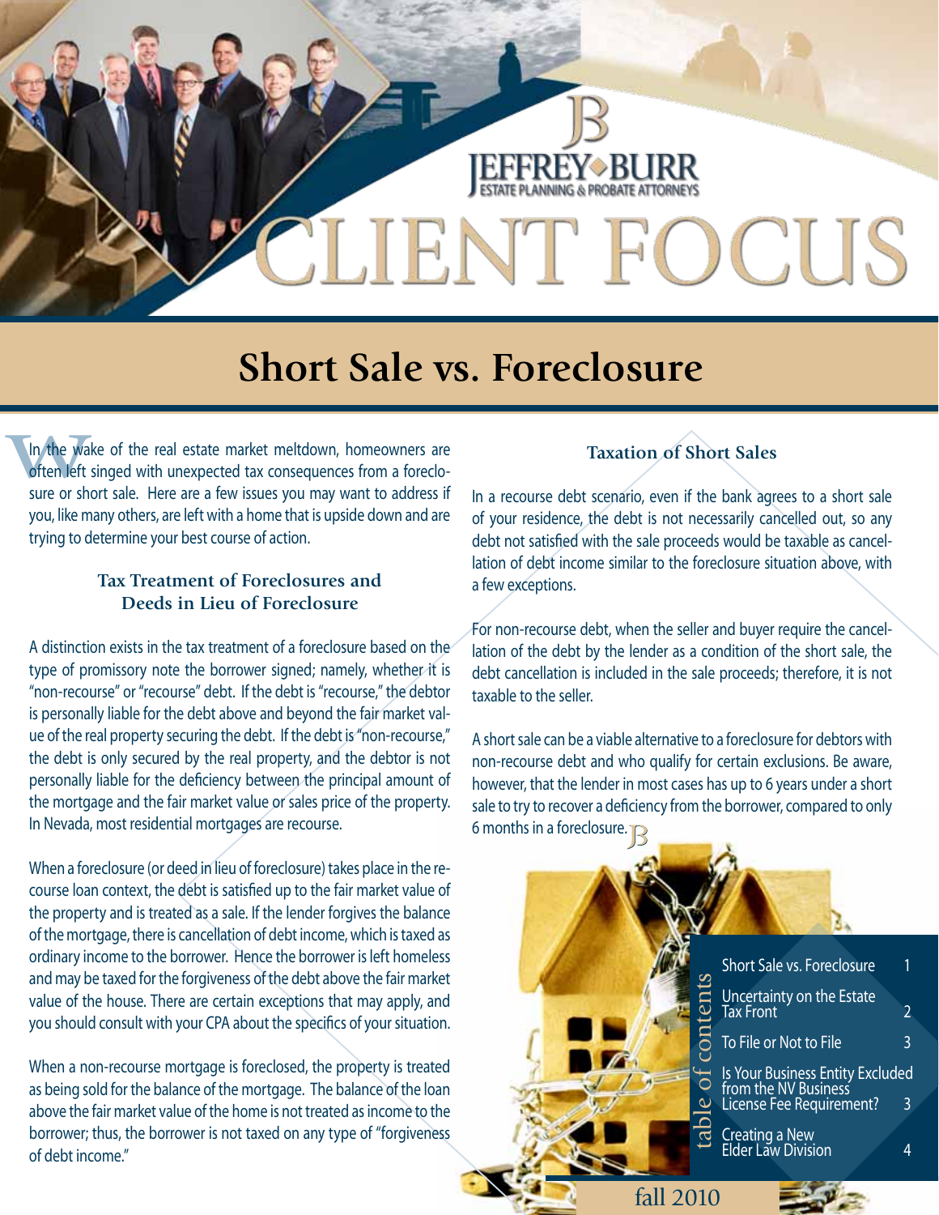# CLIENT FOCUS

JEFFREY◆BURR
ESTATE PLANNING & PROBATE ATTORNEYS

## Short Sale vs. Foreclosure

In the wake of the real estate market meltdown, homeowners are often left singed with unexpected tax consequences from a foreclosure or short sale. Here are a few issues you may want to address if you, like many others, are left with a home that is upside down and are trying to determine your best course of action.

### Tax Treatment of Foreclosures and Deeds in Lieu of Foreclosure

A distinction exists in the tax treatment of a foreclosure based on the type of promissory note the borrower signed; namely, whether it is "non-recourse" or "recourse" debt. If the debt is "recourse," the debtor is personally liable for the debt above and beyond the fair market value of the real property securing the debt. If the debt is "non-recourse," the debt is only secured by the real property, and the debtor is not personally liable for the deficiency between the principal amount of the mortgage and the fair market value or sales price of the property. In Nevada, most residential mortgages are recourse.

When a foreclosure (or deed in lieu of foreclosure) takes place in the recourse loan context, the debt is satisfied up to the fair market value of the property and is treated as a sale. If the lender forgives the balance of the mortgage, there is cancellation of debt income, which is taxed as ordinary income to the borrower. Hence the borrower is left homeless and may be taxed for the forgiveness of the debt above the fair market value of the house. There are certain exceptions that may apply, and you should consult with your CPA about the specifics of your situation.

When a non-recourse mortgage is foreclosed, the property is treated as being sold for the balance of the mortgage. The balance of the loan above the fair market value of the home is not treated as income to the borrower; thus, the borrower is not taxed on any type of "forgiveness of debt income."

### Taxation of Short Sales

In a recourse debt scenario, even if the bank agrees to a short sale of your residence, the debt is not necessarily cancelled out, so any debt not satisfied with the sale proceeds would be taxable as cancellation of debt income similar to the foreclosure situation above, with a few exceptions.

For non-recourse debt, when the seller and buyer require the cancellation of the debt by the lender as a condition of the short sale, the debt cancellation is included in the sale proceeds; therefore, it is not taxable to the seller.

A short sale can be a viable alternative to a foreclosure for debtors with non-recourse debt and who qualify for certain exclusions. Be aware, however, that the lender in most cases has up to 6 years under a short sale to try to recover a deficiency from the borrower, compared to only 6 months in a foreclosure.

### table of contents

| | |
|---|---|
| Short Sale vs. Foreclosure | 1 |
| Uncertainty on the Estate Tax Front | 2 |
| To File or Not to File | 3 |
| Is Your Business Entity Excluded from the NV Business License Fee Requirement? | 3 |
| Creating a New Elder Law Division | 4 |

fall 2010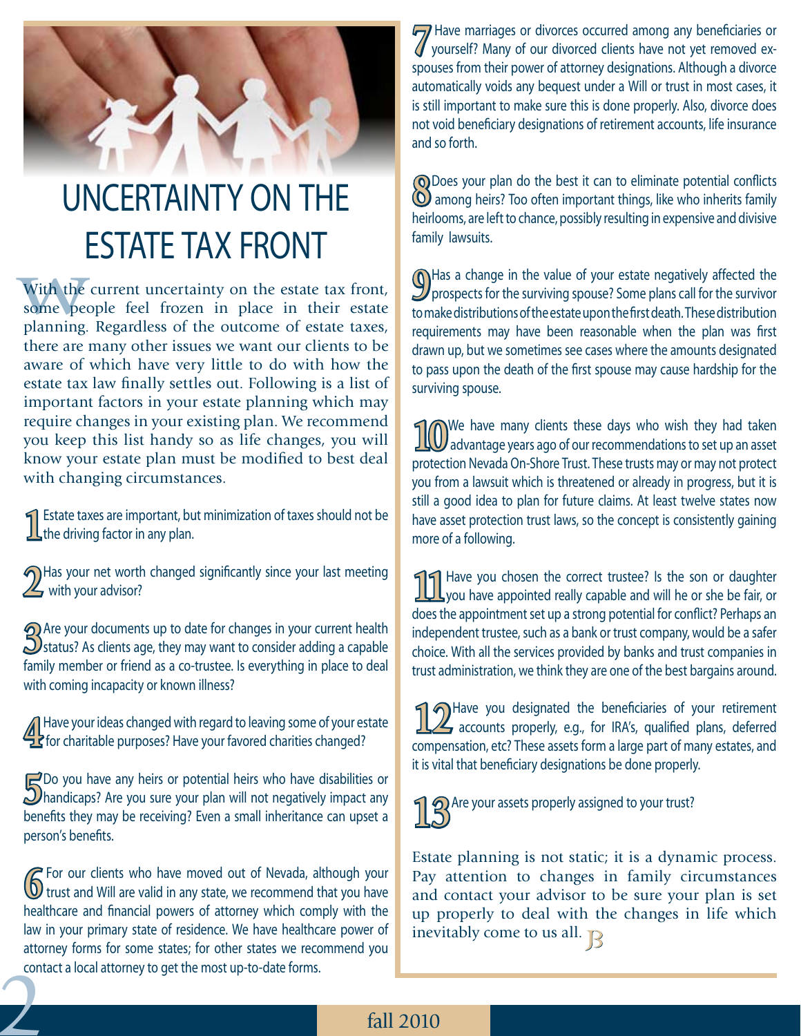# UNCERTAINTY ON THE ESTATE TAX FRONT

With the current uncertainty on the estate tax front, some people feel frozen in place in their estate planning. Regardless of the outcome of estate taxes, there are many other issues we want our clients to be aware of which have very little to do with how the estate tax law finally settles out. Following is a list of important factors in your estate planning which may require changes in your existing plan. We recommend you keep this list handy so as life changes, you will know your estate plan must be modified to best deal with changing circumstances.

1. Estate taxes are important, but minimization of taxes should not be the driving factor in any plan.

2. Has your net worth changed significantly since your last meeting with your advisor?

3. Are your documents up to date for changes in your current health status? As clients age, they may want to consider adding a capable family member or friend as a co-trustee. Is everything in place to deal with coming incapacity or known illness?

4. Have your ideas changed with regard to leaving some of your estate for charitable purposes? Have your favored charities changed?

5. Do you have any heirs or potential heirs who have disabilities or handicaps? Are you sure your plan will not negatively impact any benefits they may be receiving? Even a small inheritance can upset a person's benefits.

6. For our clients who have moved out of Nevada, although your trust and Will are valid in any state, we recommend that you have healthcare and financial powers of attorney which comply with the law in your primary state of residence. We have healthcare power of attorney forms for some states; for other states we recommend you contact a local attorney to get the most up-to-date forms.

7. Have marriages or divorces occurred among any beneficiaries or yourself? Many of our divorced clients have not yet removed ex-spouses from their power of attorney designations. Although a divorce automatically voids any bequest under a Will or trust in most cases, it is still important to make sure this is done properly. Also, divorce does not void beneficiary designations of retirement accounts, life insurance and so forth.

8. Does your plan do the best it can to eliminate potential conflicts among heirs? Too often important things, like who inherits family heirlooms, are left to chance, possibly resulting in expensive and divisive family lawsuits.

9. Has a change in the value of your estate negatively affected the prospects for the surviving spouse? Some plans call for the survivor to make distributions of the estate upon the first death. These distribution requirements may have been reasonable when the plan was first drawn up, but we sometimes see cases where the amounts designated to pass upon the death of the first spouse may cause hardship for the surviving spouse.

10. We have many clients these days who wish they had taken advantage years ago of our recommendations to set up an asset protection Nevada On-Shore Trust. These trusts may or may not protect you from a lawsuit which is threatened or already in progress, but it is still a good idea to plan for future claims. At least twelve states now have asset protection trust laws, so the concept is consistently gaining more of a following.

11. Have you chosen the correct trustee? Is the son or daughter you have appointed really capable and will he or she be fair, or does the appointment set up a strong potential for conflict? Perhaps an independent trustee, such as a bank or trust company, would be a safer choice. With all the services provided by banks and trust companies in trust administration, we think they are one of the best bargains around.

12. Have you designated the beneficiaries of your retirement accounts properly, e.g., for IRA's, qualified plans, deferred compensation, etc? These assets form a large part of many estates, and it is vital that beneficiary designations be done properly.

13. Are your assets properly assigned to your trust?

Estate planning is not static; it is a dynamic process. Pay attention to changes in family circumstances and contact your advisor to be sure your plan is set up properly to deal with the changes in life which inevitably come to us all.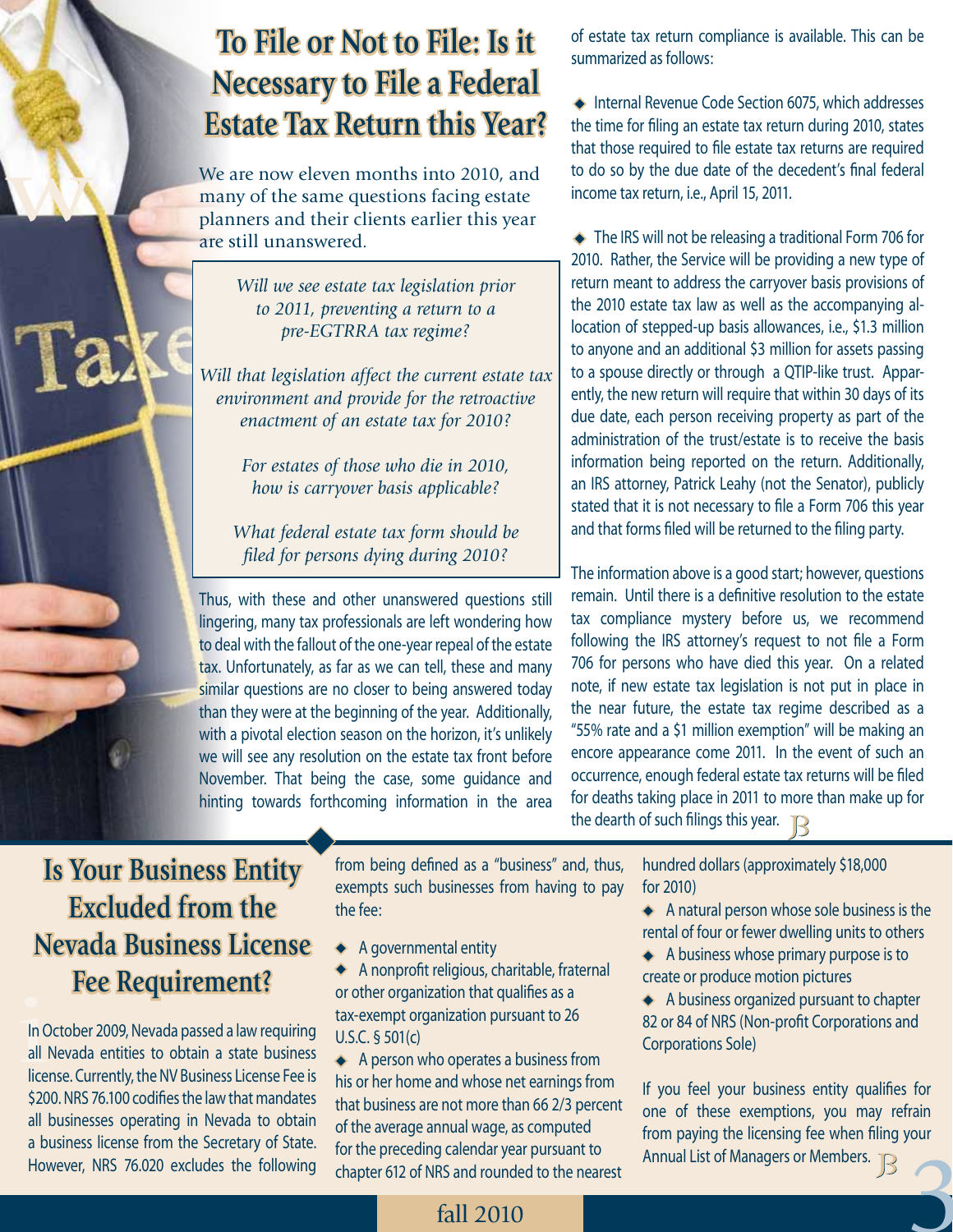## To File or Not to File: Is it Necessary to File a Federal Estate Tax Return this Year?

We are now eleven months into 2010, and many of the same questions facing estate planners and their clients earlier this year are still unanswered.

> *Will we see estate tax legislation prior to 2011, preventing a return to a pre-EGTRRA tax regime?*
>
> *Will that legislation affect the current estate tax environment and provide for the retroactive enactment of an estate tax for 2010?*
>
> *For estates of those who die in 2010, how is carryover basis applicable?*
>
> *What federal estate tax form should be filed for persons dying during 2010?*

Thus, with these and other unanswered questions still lingering, many tax professionals are left wondering how to deal with the fallout of the one-year repeal of the estate tax. Unfortunately, as far as we can tell, these and many similar questions are no closer to being answered today than they were at the beginning of the year. Additionally, with a pivotal election season on the horizon, it's unlikely we will see any resolution on the estate tax front before November. That being the case, some guidance and hinting towards forthcoming information in the area of estate tax return compliance is available. This can be summarized as follows:

- Internal Revenue Code Section 6075, which addresses the time for filing an estate tax return during 2010, states that those required to file estate tax returns are required to do so by the due date of the decedent's final federal income tax return, i.e., April 15, 2011.
- The IRS will not be releasing a traditional Form 706 for 2010. Rather, the Service will be providing a new type of return meant to address the carryover basis provisions of the 2010 estate tax law as well as the accompanying allocation of stepped-up basis allowances, i.e., $1.3 million to anyone and an additional $3 million for assets passing to a spouse directly or through a QTIP-like trust. Apparently, the new return will require that within 30 days of its due date, each person receiving property as part of the administration of the trust/estate is to receive the basis information being reported on the return. Additionally, an IRS attorney, Patrick Leahy (not the Senator), publicly stated that it is not necessary to file a Form 706 this year and that forms filed will be returned to the filing party.

The information above is a good start; however, questions remain. Until there is a definitive resolution to the estate tax compliance mystery before us, we recommend following the IRS attorney's request to not file a Form 706 for persons who have died this year. On a related note, if new estate tax legislation is not put in place in the near future, the estate tax regime described as a "55% rate and a $1 million exemption" will be making an encore appearance come 2011. In the event of such an occurrence, enough federal estate tax returns will be filed for deaths taking place in 2011 to more than make up for the dearth of such filings this year.

## Is Your Business Entity Excluded from the Nevada Business License Fee Requirement?

In October 2009, Nevada passed a law requiring all Nevada entities to obtain a state business license. Currently, the NV Business License Fee is $200. NRS 76.100 codifies the law that mandates all businesses operating in Nevada to obtain a business license from the Secretary of State. However, NRS 76.020 excludes the following from being defined as a "business" and, thus, exempts such businesses from having to pay the fee:

- A governmental entity
- A nonprofit religious, charitable, fraternal or other organization that qualifies as a tax-exempt organization pursuant to 26 U.S.C. § 501(c)
- A person who operates a business from his or her home and whose net earnings from that business are not more than 66 2/3 percent of the average annual wage, as computed for the preceding calendar year pursuant to chapter 612 of NRS and rounded to the nearest hundred dollars (approximately $18,000 for 2010)
- A natural person whose sole business is the rental of four or fewer dwelling units to others
- A business whose primary purpose is to create or produce motion pictures
- A business organized pursuant to chapter 82 or 84 of NRS (Non-profit Corporations and Corporations Sole)

If you feel your business entity qualifies for one of these exemptions, you may refrain from paying the licensing fee when filing your Annual List of Managers or Members.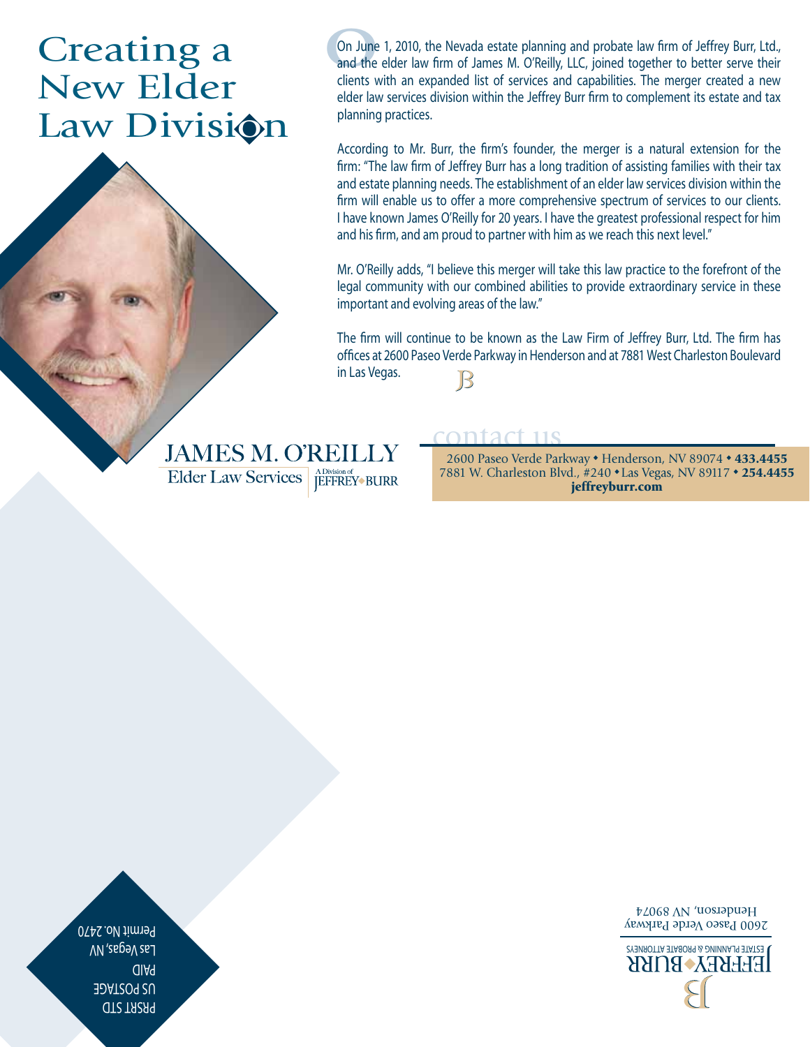# Creating a New Elder Law Division

On June 1, 2010, the Nevada estate planning and probate law firm of Jeffrey Burr, Ltd., and the elder law firm of James M. O'Reilly, LLC, joined together to better serve their clients with an expanded list of services and capabilities. The merger created a new elder law services division within the Jeffrey Burr firm to complement its estate and tax planning practices.

According to Mr. Burr, the firm's founder, the merger is a natural extension for the firm: "The law firm of Jeffrey Burr has a long tradition of assisting families with their tax and estate planning needs. The establishment of an elder law services division within the firm will enable us to offer a more comprehensive spectrum of services to our clients. I have known James O'Reilly for 20 years. I have the greatest professional respect for him and his firm, and am proud to partner with him as we reach this next level."

Mr. O'Reilly adds, "I believe this merger will take this law practice to the forefront of the legal community with our combined abilities to provide extraordinary service in these important and evolving areas of the law."

The firm will continue to be known as the Law Firm of Jeffrey Burr, Ltd. The firm has offices at 2600 Paseo Verde Parkway in Henderson and at 7881 West Charleston Boulevard in Las Vegas.

JAMES M. O'REILLY
Elder Law Services | A Division of JEFFREY BURR

## contact us

2600 Paseo Verde Parkway • Henderson, NV 89074 • **433.4455**
7881 W. Charleston Blvd., #240 • Las Vegas, NV 89117 • **254.4455**
**jeffreyburr.com**

PRSRT STD
US POSTAGE
PAID
Las Vegas, NV
Permit No. 2470

JEFFREY BURR
ESTATE PLANNING & PROBATE ATTORNEYS
2600 Paseo Verde Parkway
Henderson, NV 89074